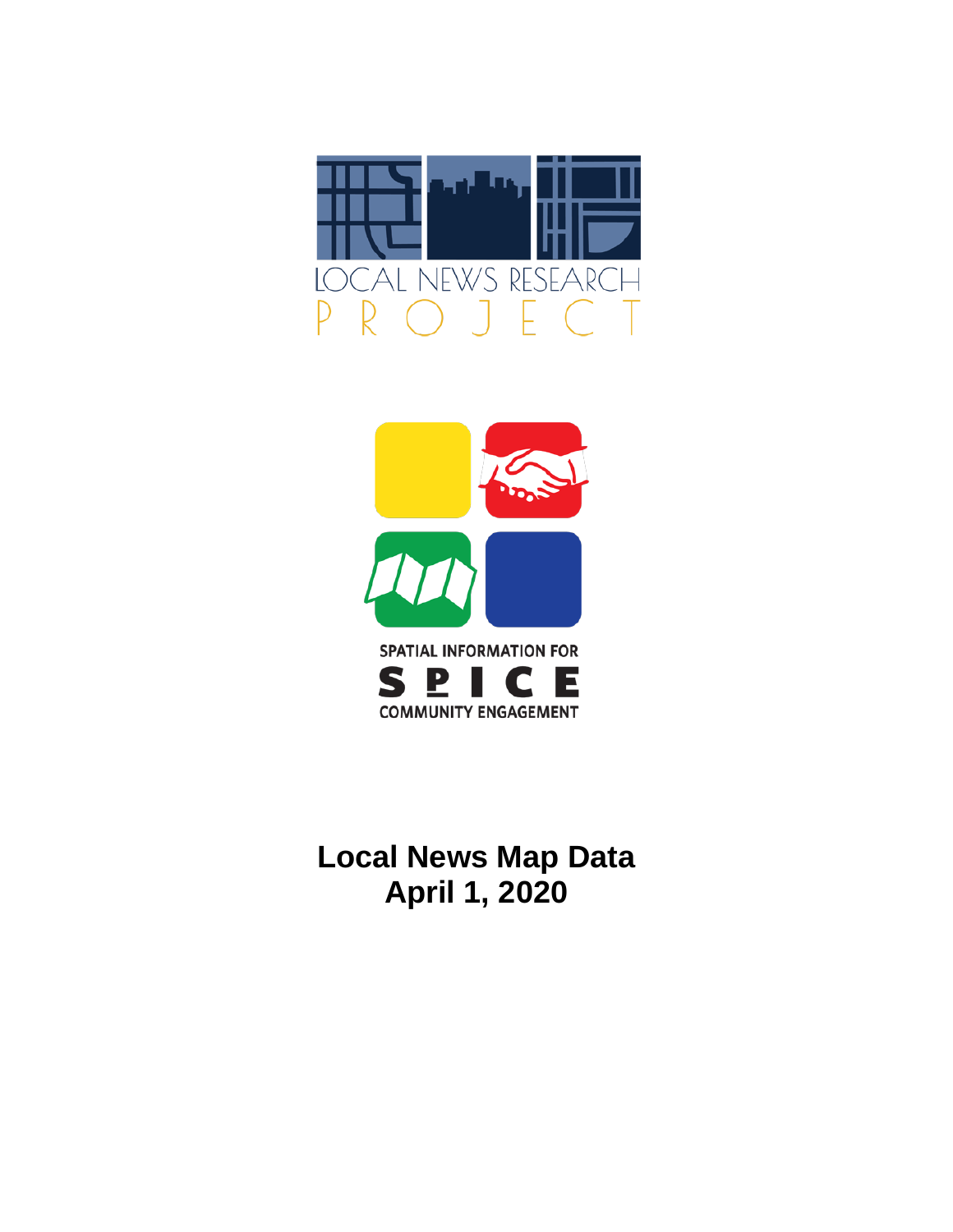LOCAL NEWS RESEARCH PROJECT

SPATIAL INFORMATION FOR COMMUNITY ENGAGEMENT

SPICE

# Local News Map Data
# April 1, 2020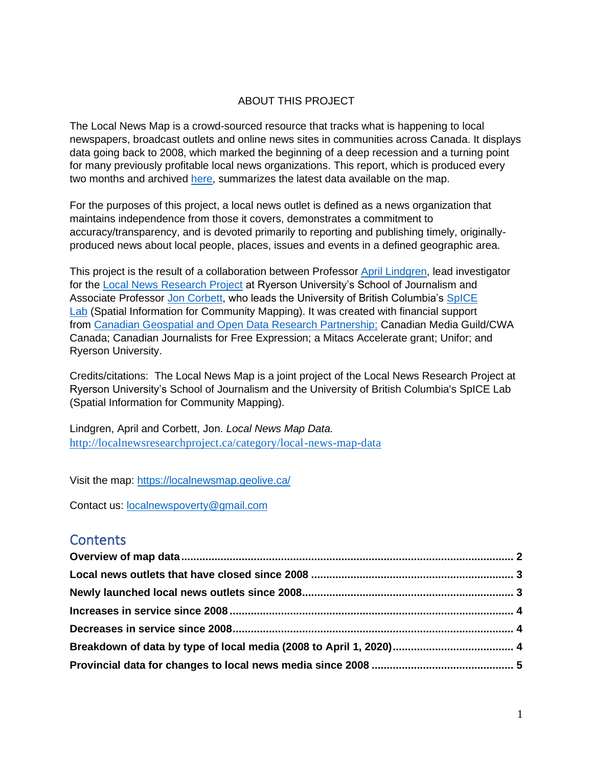ABOUT THIS PROJECT

The Local News Map is a crowd-sourced resource that tracks what is happening to local newspapers, broadcast outlets and online news sites in communities across Canada. It displays data going back to 2008, which marked the beginning of a deep recession and a turning point for many previously profitable local news organizations. This report, which is produced every two months and archived [here](), summarizes the latest data available on the map.

For the purposes of this project, a local news outlet is defined as a news organization that maintains independence from those it covers, demonstrates a commitment to accuracy/transparency, and is devoted primarily to reporting and publishing timely, originally-produced news about local people, places, issues and events in a defined geographic area.

This project is the result of a collaboration between Professor [April Lindgren](), lead investigator for the [Local News Research Project]() at Ryerson University's School of Journalism and Associate Professor [Jon Corbett](), who leads the University of British Columbia's [SpICE Lab]() (Spatial Information for Community Mapping). It was created with financial support from [Canadian Geospatial and Open Data Research Partnership;]() Canadian Media Guild/CWA Canada; Canadian Journalists for Free Expression; a Mitacs Accelerate grant; Unifor; and Ryerson University.

Credits/citations: The Local News Map is a joint project of the Local News Research Project at Ryerson University's School of Journalism and the University of British Columbia's SpICE Lab (Spatial Information for Community Mapping).

Lindgren, April and Corbett, Jon. *Local News Map Data.* http://localnewsresearchproject.ca/category/local-news-map-data

Visit the map: https://localnewsmap.geolive.ca/

Contact us: localnewspoverty@gmail.com

## Contents

**Overview of map data** .......... **2**
**Local news outlets that have closed since 2008** .......... **3**
**Newly launched local news outlets since 2008** .......... **3**
**Increases in service since 2008** .......... **4**
**Decreases in service since 2008** .......... **4**
**Breakdown of data by type of local media (2008 to April 1, 2020)** .......... **4**
**Provincial data for changes to local news media since 2008** .......... **5**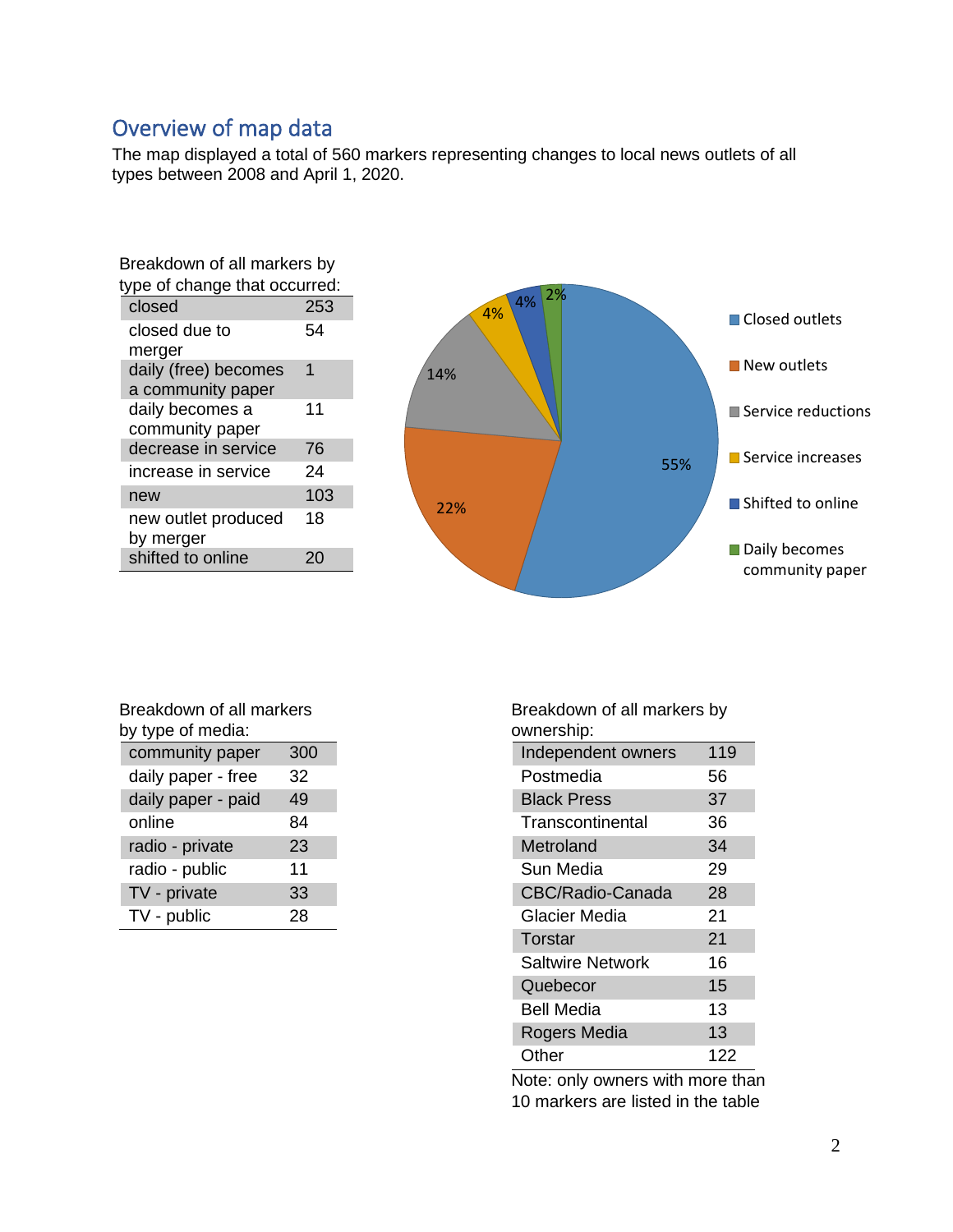## Overview of map data

The map displayed a total of 560 markers representing changes to local news outlets of all types between 2008 and April 1, 2020.

Breakdown of all markers by type of change that occurred:

| | |
|---|---|
| closed | 253 |
| closed due to merger | 54 |
| daily (free) becomes a community paper | 1 |
| daily becomes a community paper | 11 |
| decrease in service | 76 |
| increase in service | 24 |
| new | 103 |
| new outlet produced by merger | 18 |
| shifted to online | 20 |

| Category | Share |
|---|---|
| Closed outlets | 55% |
| New outlets | 22% |
| Service reductions | 14% |
| Service increases | 4% |
| Shifted to online | 4% |
| Daily becomes community paper | 2% |

Breakdown of all markers by type of media:

| | |
|---|---|
| community paper | 300 |
| daily paper - free | 32 |
| daily paper - paid | 49 |
| online | 84 |
| radio - private | 23 |
| radio - public | 11 |
| TV - private | 33 |
| TV - public | 28 |

Breakdown of all markers by ownership:

| | |
|---|---|
| Independent owners | 119 |
| Postmedia | 56 |
| Black Press | 37 |
| Transcontinental | 36 |
| Metroland | 34 |
| Sun Media | 29 |
| CBC/Radio-Canada | 28 |
| Glacier Media | 21 |
| Torstar | 21 |
| Saltwire Network | 16 |
| Quebecor | 15 |
| Bell Media | 13 |
| Rogers Media | 13 |
| Other | 122 |

Note: only owners with more than 10 markers are listed in the table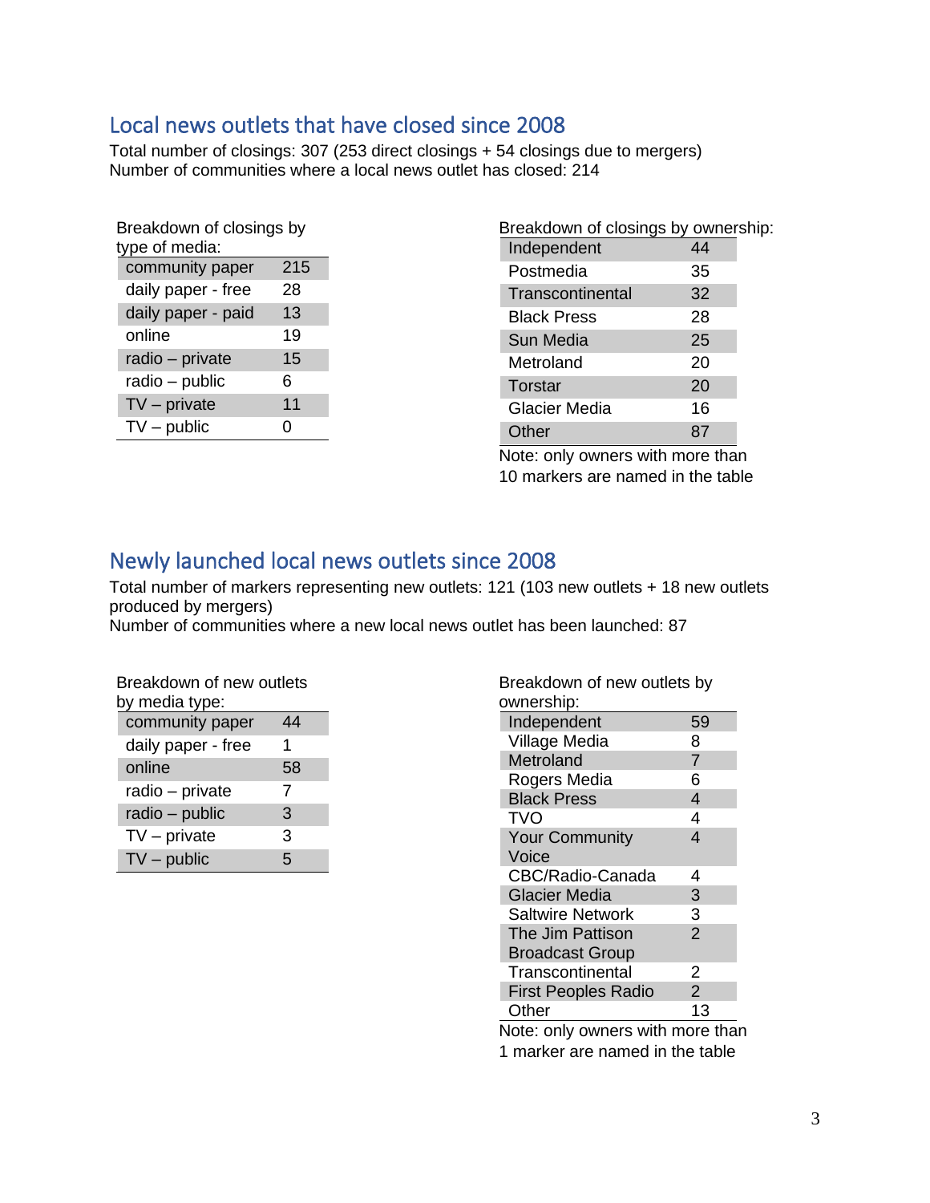## Local news outlets that have closed since 2008

Total number of closings: 307 (253 direct closings + 54 closings due to mergers)
Number of communities where a local news outlet has closed: 214

Breakdown of closings by type of media:

| | |
|---|---|
| community paper | 215 |
| daily paper - free | 28 |
| daily paper - paid | 13 |
| online | 19 |
| radio – private | 15 |
| radio – public | 6 |
| TV – private | 11 |
| TV – public | 0 |

Breakdown of closings by ownership:

| | |
|---|---|
| Independent | 44 |
| Postmedia | 35 |
| Transcontinental | 32 |
| Black Press | 28 |
| Sun Media | 25 |
| Metroland | 20 |
| Torstar | 20 |
| Glacier Media | 16 |
| Other | 87 |

Note: only owners with more than 10 markers are named in the table

## Newly launched local news outlets since 2008

Total number of markers representing new outlets: 121 (103 new outlets + 18 new outlets produced by mergers)
Number of communities where a new local news outlet has been launched: 87

Breakdown of new outlets by media type:

| | |
|---|---|
| community paper | 44 |
| daily paper - free | 1 |
| online | 58 |
| radio – private | 7 |
| radio – public | 3 |
| TV – private | 3 |
| TV – public | 5 |

Breakdown of new outlets by ownership:

| | |
|---|---|
| Independent | 59 |
| Village Media | 8 |
| Metroland | 7 |
| Rogers Media | 6 |
| Black Press | 4 |
| TVO | 4 |
| Your Community Voice | 4 |
| CBC/Radio-Canada | 4 |
| Glacier Media | 3 |
| Saltwire Network | 3 |
| The Jim Pattison Broadcast Group | 2 |
| Transcontinental | 2 |
| First Peoples Radio | 2 |
| Other | 13 |

Note: only owners with more than 1 marker are named in the table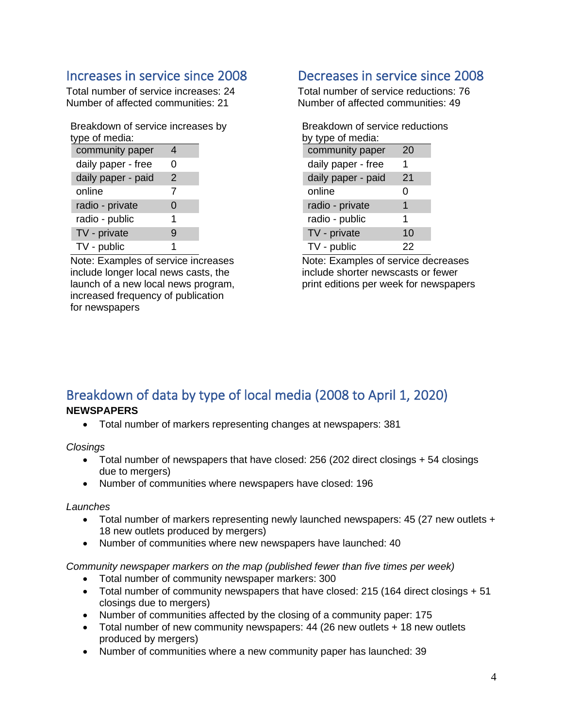## Increases in service since 2008

Total number of service increases: 24
Number of affected communities: 21

Breakdown of service increases by type of media:

| | |
|---|---|
| community paper | 4 |
| daily paper - free | 0 |
| daily paper - paid | 2 |
| online | 7 |
| radio - private | 0 |
| radio - public | 1 |
| TV - private | 9 |
| TV - public | 1 |

Note: Examples of service increases include longer local news casts, the launch of a new local news program, increased frequency of publication for newspapers

## Decreases in service since 2008

Total number of service reductions: 76
Number of affected communities: 49

Breakdown of service reductions by type of media:

| | |
|---|---|
| community paper | 20 |
| daily paper - free | 1 |
| daily paper - paid | 21 |
| online | 0 |
| radio - private | 1 |
| radio - public | 1 |
| TV - private | 10 |
| TV - public | 22 |

Note: Examples of service decreases include shorter newscasts or fewer print editions per week for newspapers

## Breakdown of data by type of local media (2008 to April 1, 2020)

**NEWSPAPERS**

- Total number of markers representing changes at newspapers: 381

*Closings*

- Total number of newspapers that have closed: 256 (202 direct closings + 54 closings due to mergers)
- Number of communities where newspapers have closed: 196

*Launches*

- Total number of markers representing newly launched newspapers: 45 (27 new outlets + 18 new outlets produced by mergers)
- Number of communities where new newspapers have launched: 40

*Community newspaper markers on the map (published fewer than five times per week)*

- Total number of community newspaper markers: 300
- Total number of community newspapers that have closed: 215 (164 direct closings + 51 closings due to mergers)
- Number of communities affected by the closing of a community paper: 175
- Total number of new community newspapers: 44 (26 new outlets + 18 new outlets produced by mergers)
- Number of communities where a new community paper has launched: 39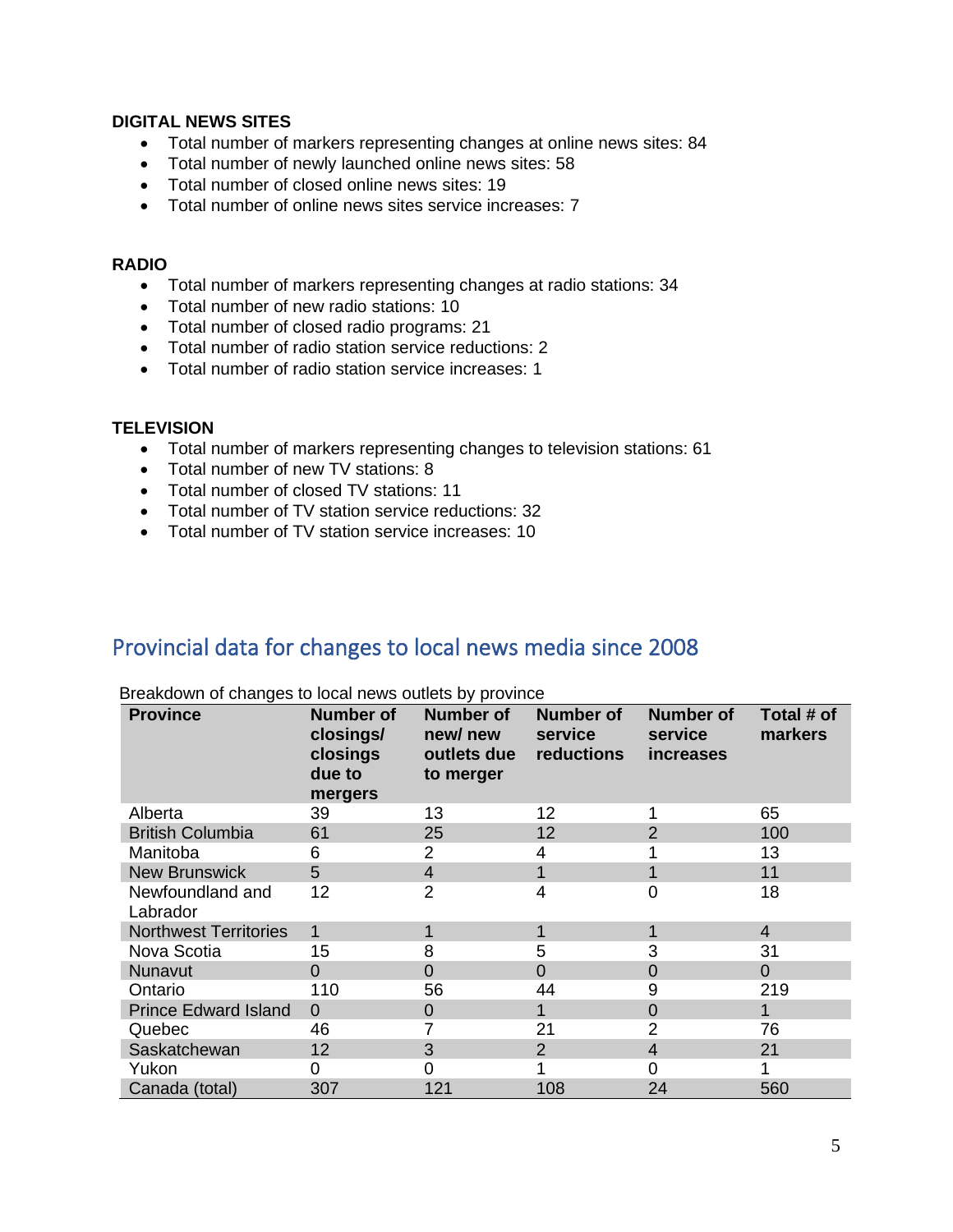**DIGITAL NEWS SITES**

- Total number of markers representing changes at online news sites: 84
- Total number of newly launched online news sites: 58
- Total number of closed online news sites: 19
- Total number of online news sites service increases: 7

**RADIO**

- Total number of markers representing changes at radio stations: 34
- Total number of new radio stations: 10
- Total number of closed radio programs: 21
- Total number of radio station service reductions: 2
- Total number of radio station service increases: 1

**TELEVISION**

- Total number of markers representing changes to television stations: 61
- Total number of new TV stations: 8
- Total number of closed TV stations: 11
- Total number of TV station service reductions: 32
- Total number of TV station service increases: 10

## Provincial data for changes to local news media since 2008

Breakdown of changes to local news outlets by province

| Province | Number of closings/ closings due to mergers | Number of new/ new outlets due to merger | Number of service reductions | Number of service increases | Total # of markers |
|---|---|---|---|---|---|
| Alberta | 39 | 13 | 12 | 1 | 65 |
| British Columbia | 61 | 25 | 12 | 2 | 100 |
| Manitoba | 6 | 2 | 4 | 1 | 13 |
| New Brunswick | 5 | 4 | 1 | 1 | 11 |
| Newfoundland and Labrador | 12 | 2 | 4 | 0 | 18 |
| Northwest Territories | 1 | 1 | 1 | 1 | 4 |
| Nova Scotia | 15 | 8 | 5 | 3 | 31 |
| Nunavut | 0 | 0 | 0 | 0 | 0 |
| Ontario | 110 | 56 | 44 | 9 | 219 |
| Prince Edward Island | 0 | 0 | 1 | 0 | 1 |
| Quebec | 46 | 7 | 21 | 2 | 76 |
| Saskatchewan | 12 | 3 | 2 | 4 | 21 |
| Yukon | 0 | 0 | 1 | 0 | 1 |
| Canada (total) | 307 | 121 | 108 | 24 | 560 |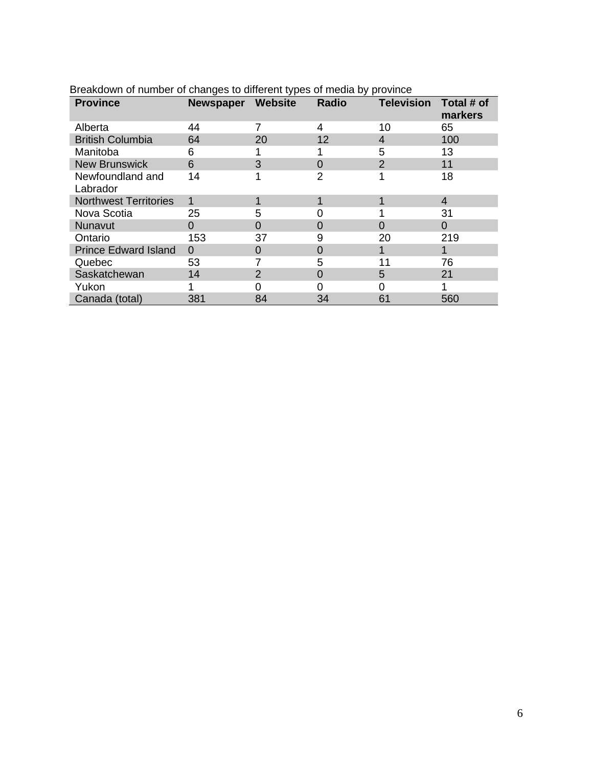Breakdown of number of changes to different types of media by province

| Province | Newspaper | Website | Radio | Television | Total # of markers |
|---|---|---|---|---|---|
| Alberta | 44 | 7 | 4 | 10 | 65 |
| British Columbia | 64 | 20 | 12 | 4 | 100 |
| Manitoba | 6 | 1 | 1 | 5 | 13 |
| New Brunswick | 6 | 3 | 0 | 2 | 11 |
| Newfoundland and Labrador | 14 | 1 | 2 | 1 | 18 |
| Northwest Territories | 1 | 1 | 1 | 1 | 4 |
| Nova Scotia | 25 | 5 | 0 | 1 | 31 |
| Nunavut | 0 | 0 | 0 | 0 | 0 |
| Ontario | 153 | 37 | 9 | 20 | 219 |
| Prince Edward Island | 0 | 0 | 0 | 1 | 1 |
| Quebec | 53 | 7 | 5 | 11 | 76 |
| Saskatchewan | 14 | 2 | 0 | 5 | 21 |
| Yukon | 1 | 0 | 0 | 0 | 1 |
| Canada (total) | 381 | 84 | 34 | 61 | 560 |